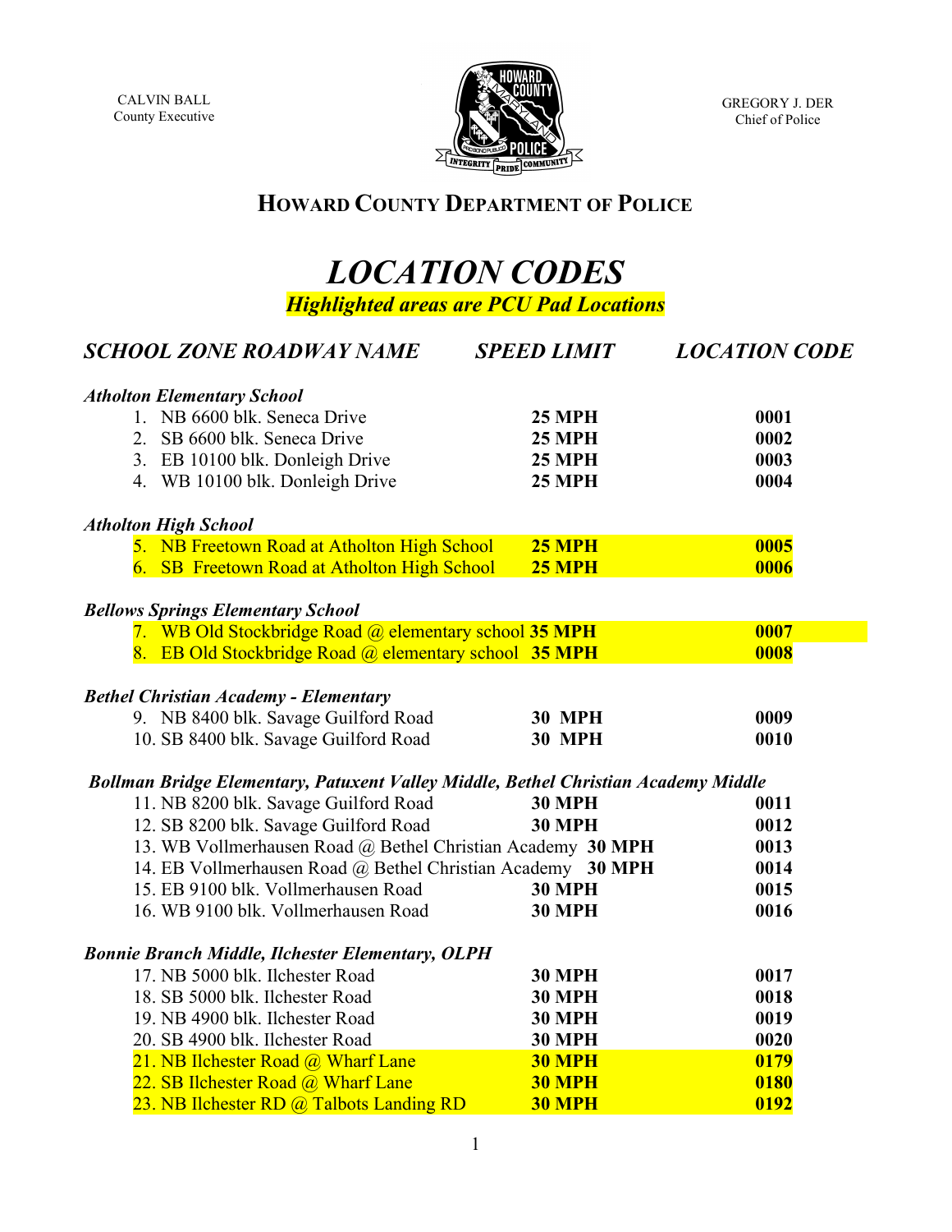CALVIN BALL
County Executive

GREGORY J. DER
Chief of Police

## HOWARD COUNTY DEPARTMENT OF POLICE

# *LOCATION CODES*

***Highlighted areas are PCU Pad Locations***

| *SCHOOL ZONE ROADWAY NAME* | *SPEED LIMIT* | *LOCATION CODE* |
|---|---|---|
| ***Atholton Elementary School*** | | |
| 1. NB 6600 blk. Seneca Drive | **25 MPH** | **0001** |
| 2. SB 6600 blk. Seneca Drive | **25 MPH** | **0002** |
| 3. EB 10100 blk. Donleigh Drive | **25 MPH** | **0003** |
| 4. WB 10100 blk. Donleigh Drive | **25 MPH** | **0004** |
| ***Atholton High School*** | | |
| 5. NB Freetown Road at Atholton High School | **25 MPH** | **0005** |
| 6. SB Freetown Road at Atholton High School | **25 MPH** | **0006** |
| ***Bellows Springs Elementary School*** | | |
| 7. WB Old Stockbridge Road @ elementary school | **35 MPH** | **0007** |
| 8. EB Old Stockbridge Road @ elementary school | **35 MPH** | **0008** |
| ***Bethel Christian Academy - Elementary*** | | |
| 9. NB 8400 blk. Savage Guilford Road | **30 MPH** | **0009** |
| 10. SB 8400 blk. Savage Guilford Road | **30 MPH** | **0010** |
| ***Bollman Bridge Elementary, Patuxent Valley Middle, Bethel Christian Academy Middle*** | | |
| 11. NB 8200 blk. Savage Guilford Road | **30 MPH** | **0011** |
| 12. SB 8200 blk. Savage Guilford Road | **30 MPH** | **0012** |
| 13. WB Vollmerhausen Road @ Bethel Christian Academy | **30 MPH** | **0013** |
| 14. EB Vollmerhausen Road @ Bethel Christian Academy | **30 MPH** | **0014** |
| 15. EB 9100 blk. Vollmerhausen Road | **30 MPH** | **0015** |
| 16. WB 9100 blk. Vollmerhausen Road | **30 MPH** | **0016** |
| ***Bonnie Branch Middle, Ilchester Elementary, OLPH*** | | |
| 17. NB 5000 blk. Ilchester Road | **30 MPH** | **0017** |
| 18. SB 5000 blk. Ilchester Road | **30 MPH** | **0018** |
| 19. NB 4900 blk. Ilchester Road | **30 MPH** | **0019** |
| 20. SB 4900 blk. Ilchester Road | **30 MPH** | **0020** |
| 21. NB Ilchester Road @ Wharf Lane | **30 MPH** | **0179** |
| 22. SB Ilchester Road @ Wharf Lane | **30 MPH** | **0180** |
| 23. NB Ilchester RD @ Talbots Landing RD | **30 MPH** | **0192** |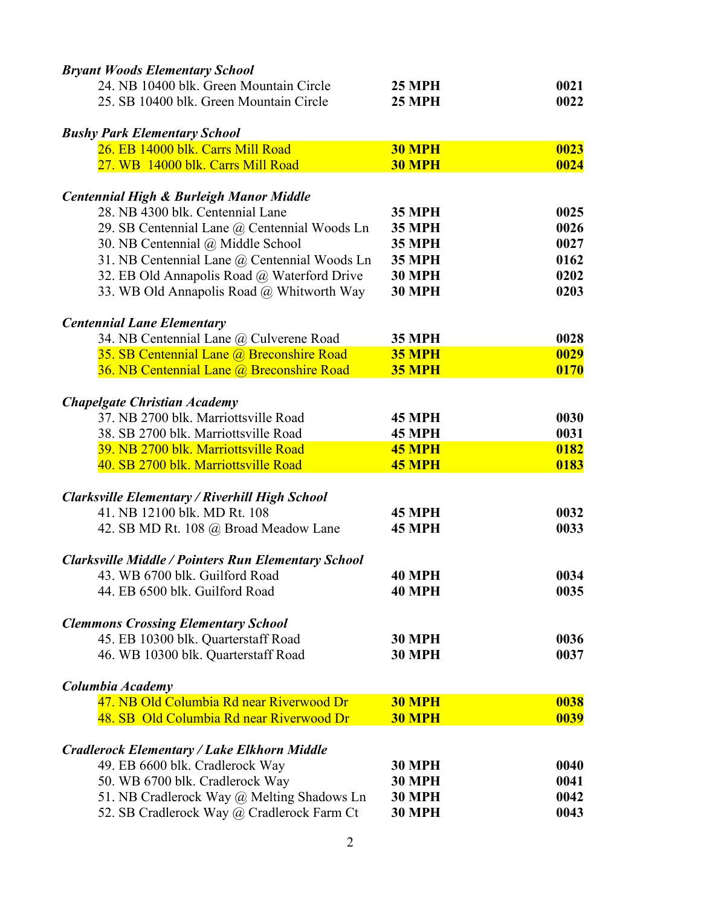***Bryant Woods Elementary School***

| | | |
|---|---|---|
| 24. NB 10400 blk. Green Mountain Circle | **25 MPH** | **0021** |
| 25. SB 10400 blk. Green Mountain Circle | **25 MPH** | **0022** |

***Bushy Park Elementary School***

| | | |
|---|---|---|
| 26. EB 14000 blk. Carrs Mill Road | **30 MPH** | **0023** |
| 27. WB 14000 blk. Carrs Mill Road | **30 MPH** | **0024** |

***Centennial High & Burleigh Manor Middle***

| | | |
|---|---|---|
| 28. NB 4300 blk. Centennial Lane | **35 MPH** | **0025** |
| 29. SB Centennial Lane @ Centennial Woods Ln | **35 MPH** | **0026** |
| 30. NB Centennial @ Middle School | **35 MPH** | **0027** |
| 31. NB Centennial Lane @ Centennial Woods Ln | **35 MPH** | **0162** |
| 32. EB Old Annapolis Road @ Waterford Drive | **30 MPH** | **0202** |
| 33. WB Old Annapolis Road @ Whitworth Way | **30 MPH** | **0203** |

***Centennial Lane Elementary***

| | | |
|---|---|---|
| 34. NB Centennial Lane @ Culverene Road | **35 MPH** | **0028** |
| 35. SB Centennial Lane @ Breconshire Road | **35 MPH** | **0029** |
| 36. NB Centennial Lane @ Breconshire Road | **35 MPH** | **0170** |

***Chapelgate Christian Academy***

| | | |
|---|---|---|
| 37. NB 2700 blk. Marriottsville Road | **45 MPH** | **0030** |
| 38. SB 2700 blk. Marriottsville Road | **45 MPH** | **0031** |
| 39. NB 2700 blk. Marriottsville Road | **45 MPH** | **0182** |
| 40. SB 2700 blk. Marriottsville Road | **45 MPH** | **0183** |

***Clarksville Elementary / Riverhill High School***

| | | |
|---|---|---|
| 41. NB 12100 blk. MD Rt. 108 | **45 MPH** | **0032** |
| 42. SB MD Rt. 108 @ Broad Meadow Lane | **45 MPH** | **0033** |

***Clarksville Middle / Pointers Run Elementary School***

| | | |
|---|---|---|
| 43. WB 6700 blk. Guilford Road | **40 MPH** | **0034** |
| 44. EB 6500 blk. Guilford Road | **40 MPH** | **0035** |

***Clemmons Crossing Elementary School***

| | | |
|---|---|---|
| 45. EB 10300 blk. Quarterstaff Road | **30 MPH** | **0036** |
| 46. WB 10300 blk. Quarterstaff Road | **30 MPH** | **0037** |

***Columbia Academy***

| | | |
|---|---|---|
| 47. NB Old Columbia Rd near Riverwood Dr | **30 MPH** | **0038** |
| 48. SB Old Columbia Rd near Riverwood Dr | **30 MPH** | **0039** |

***Cradlerock Elementary / Lake Elkhorn Middle***

| | | |
|---|---|---|
| 49. EB 6600 blk. Cradlerock Way | **30 MPH** | **0040** |
| 50. WB 6700 blk. Cradlerock Way | **30 MPH** | **0041** |
| 51. NB Cradlerock Way @ Melting Shadows Ln | **30 MPH** | **0042** |
| 52. SB Cradlerock Way @ Cradlerock Farm Ct | **30 MPH** | **0043** |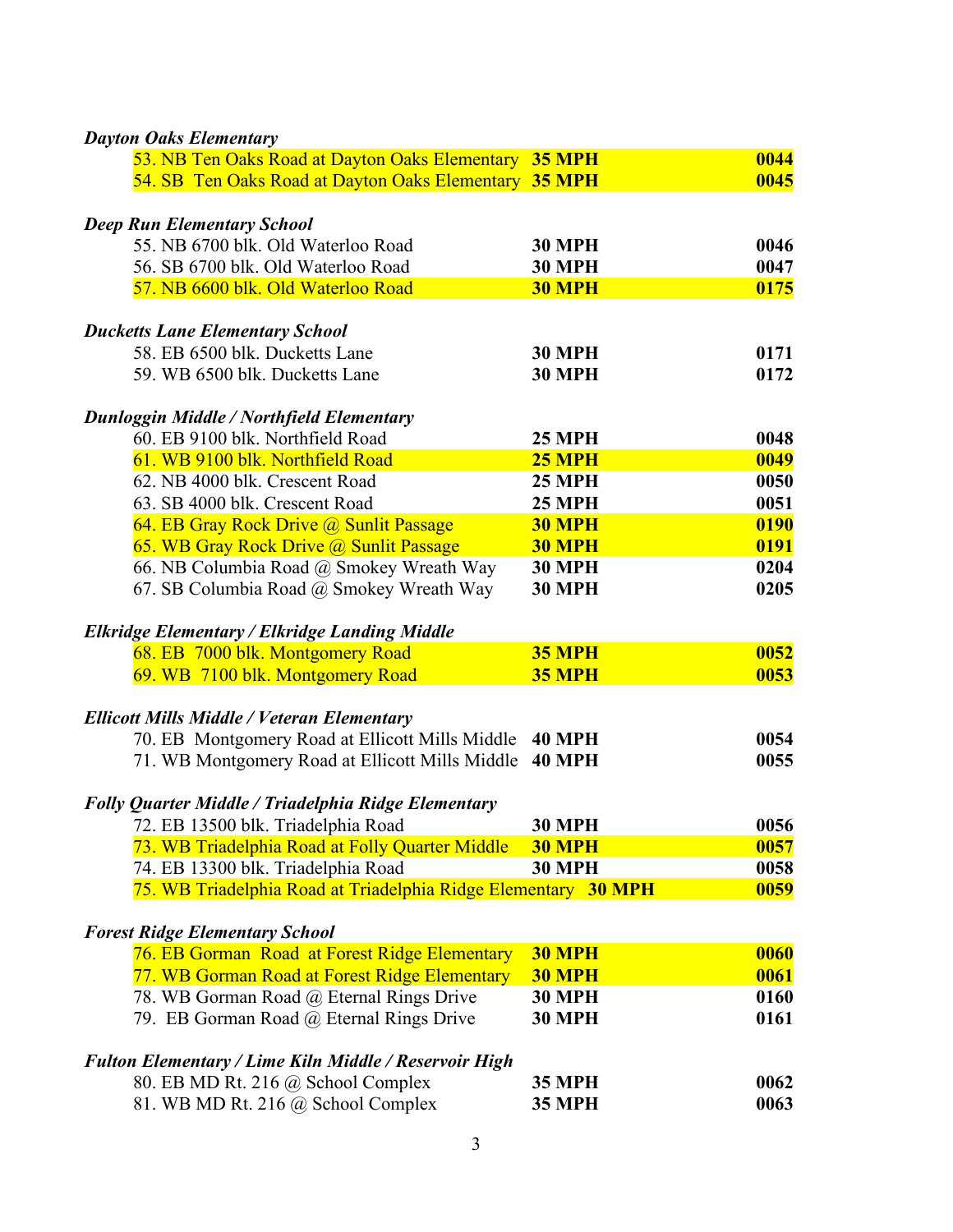***Dayton Oaks Elementary***

| | | |
|---|---|---|
| 53. NB Ten Oaks Road at Dayton Oaks Elementary | **35 MPH** | **0044** |
| 54. SB Ten Oaks Road at Dayton Oaks Elementary | **35 MPH** | **0045** |

***Deep Run Elementary School***

| | | |
|---|---|---|
| 55. NB 6700 blk. Old Waterloo Road | **30 MPH** | **0046** |
| 56. SB 6700 blk. Old Waterloo Road | **30 MPH** | **0047** |
| 57. NB 6600 blk. Old Waterloo Road | **30 MPH** | **0175** |

***Ducketts Lane Elementary School***

| | | |
|---|---|---|
| 58. EB 6500 blk. Ducketts Lane | **30 MPH** | **0171** |
| 59. WB 6500 blk. Ducketts Lane | **30 MPH** | **0172** |

***Dunloggin Middle / Northfield Elementary***

| | | |
|---|---|---|
| 60. EB 9100 blk. Northfield Road | **25 MPH** | **0048** |
| 61. WB 9100 blk. Northfield Road | **25 MPH** | **0049** |
| 62. NB 4000 blk. Crescent Road | **25 MPH** | **0050** |
| 63. SB 4000 blk. Crescent Road | **25 MPH** | **0051** |
| 64. EB Gray Rock Drive @ Sunlit Passage | **30 MPH** | **0190** |
| 65. WB Gray Rock Drive @ Sunlit Passage | **30 MPH** | **0191** |
| 66. NB Columbia Road @ Smokey Wreath Way | **30 MPH** | **0204** |
| 67. SB Columbia Road @ Smokey Wreath Way | **30 MPH** | **0205** |

***Elkridge Elementary / Elkridge Landing Middle***

| | | |
|---|---|---|
| 68. EB 7000 blk. Montgomery Road | **35 MPH** | **0052** |
| 69. WB 7100 blk. Montgomery Road | **35 MPH** | **0053** |

***Ellicott Mills Middle / Veteran Elementary***

| | | |
|---|---|---|
| 70. EB Montgomery Road at Ellicott Mills Middle | **40 MPH** | **0054** |
| 71. WB Montgomery Road at Ellicott Mills Middle | **40 MPH** | **0055** |

***Folly Quarter Middle / Triadelphia Ridge Elementary***

| | | |
|---|---|---|
| 72. EB 13500 blk. Triadelphia Road | **30 MPH** | **0056** |
| 73. WB Triadelphia Road at Folly Quarter Middle | **30 MPH** | **0057** |
| 74. EB 13300 blk. Triadelphia Road | **30 MPH** | **0058** |
| 75. WB Triadelphia Road at Triadelphia Ridge Elementary | **30 MPH** | **0059** |

***Forest Ridge Elementary School***

| | | |
|---|---|---|
| 76. EB Gorman Road at Forest Ridge Elementary | **30 MPH** | **0060** |
| 77. WB Gorman Road at Forest Ridge Elementary | **30 MPH** | **0061** |
| 78. WB Gorman Road @ Eternal Rings Drive | **30 MPH** | **0160** |
| 79. EB Gorman Road @ Eternal Rings Drive | **30 MPH** | **0161** |

***Fulton Elementary / Lime Kiln Middle / Reservoir High***

| | | |
|---|---|---|
| 80. EB MD Rt. 216 @ School Complex | **35 MPH** | **0062** |
| 81. WB MD Rt. 216 @ School Complex | **35 MPH** | **0063** |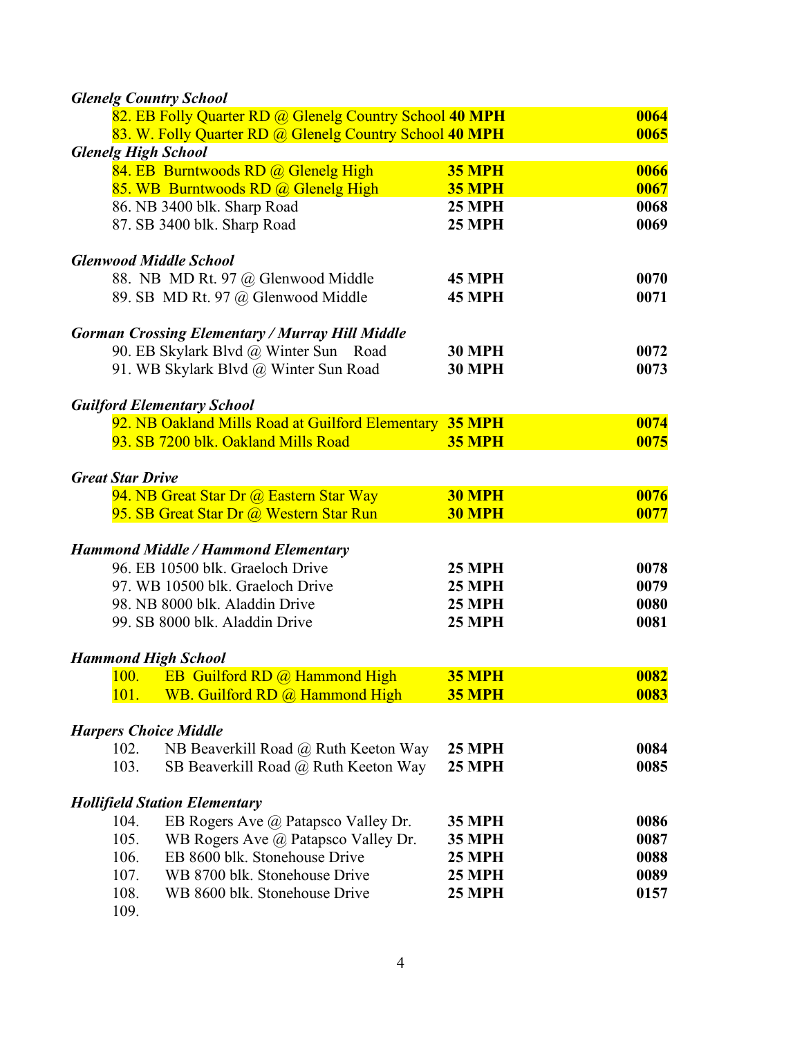***Glenelg Country School***

| Location | Speed | Code |
|---|---|---|
| 82. EB Folly Quarter RD @ Glenelg Country School | **40 MPH** | **0064** |
| 83. W. Folly Quarter RD @ Glenelg Country School | **40 MPH** | **0065** |

***Glenelg High School***

| Location | Speed | Code |
|---|---|---|
| 84. EB Burntwoods RD @ Glenelg High | **35 MPH** | **0066** |
| 85. WB Burntwoods RD @ Glenelg High | **35 MPH** | **0067** |
| 86. NB 3400 blk. Sharp Road | **25 MPH** | **0068** |
| 87. SB 3400 blk. Sharp Road | **25 MPH** | **0069** |

***Glenwood Middle School***

| Location | Speed | Code |
|---|---|---|
| 88. NB MD Rt. 97 @ Glenwood Middle | **45 MPH** | **0070** |
| 89. SB MD Rt. 97 @ Glenwood Middle | **45 MPH** | **0071** |

***Gorman Crossing Elementary / Murray Hill Middle***

| Location | Speed | Code |
|---|---|---|
| 90. EB Skylark Blvd @ Winter Sun Road | **30 MPH** | **0072** |
| 91. WB Skylark Blvd @ Winter Sun Road | **30 MPH** | **0073** |

***Guilford Elementary School***

| Location | Speed | Code |
|---|---|---|
| 92. NB Oakland Mills Road at Guilford Elementary | **35 MPH** | **0074** |
| 93. SB 7200 blk. Oakland Mills Road | **35 MPH** | **0075** |

***Great Star Drive***

| Location | Speed | Code |
|---|---|---|
| 94. NB Great Star Dr @ Eastern Star Way | **30 MPH** | **0076** |
| 95. SB Great Star Dr @ Western Star Run | **30 MPH** | **0077** |

***Hammond Middle / Hammond Elementary***

| Location | Speed | Code |
|---|---|---|
| 96. EB 10500 blk. Graeloch Drive | **25 MPH** | **0078** |
| 97. WB 10500 blk. Graeloch Drive | **25 MPH** | **0079** |
| 98. NB 8000 blk. Aladdin Drive | **25 MPH** | **0080** |
| 99. SB 8000 blk. Aladdin Drive | **25 MPH** | **0081** |

***Hammond High School***

| Location | Speed | Code |
|---|---|---|
| 100. EB Guilford RD @ Hammond High | **35 MPH** | **0082** |
| 101. WB. Guilford RD @ Hammond High | **35 MPH** | **0083** |

***Harpers Choice Middle***

| Location | Speed | Code |
|---|---|---|
| 102. NB Beaverkill Road @ Ruth Keeton Way | **25 MPH** | **0084** |
| 103. SB Beaverkill Road @ Ruth Keeton Way | **25 MPH** | **0085** |

***Hollifield Station Elementary***

| Location | Speed | Code |
|---|---|---|
| 104. EB Rogers Ave @ Patapsco Valley Dr. | **35 MPH** | **0086** |
| 105. WB Rogers Ave @ Patapsco Valley Dr. | **35 MPH** | **0087** |
| 106. EB 8600 blk. Stonehouse Drive | **25 MPH** | **0088** |
| 107. WB 8700 blk. Stonehouse Drive | **25 MPH** | **0089** |
| 108. WB 8600 blk. Stonehouse Drive | **25 MPH** | **0157** |
| 109. | | |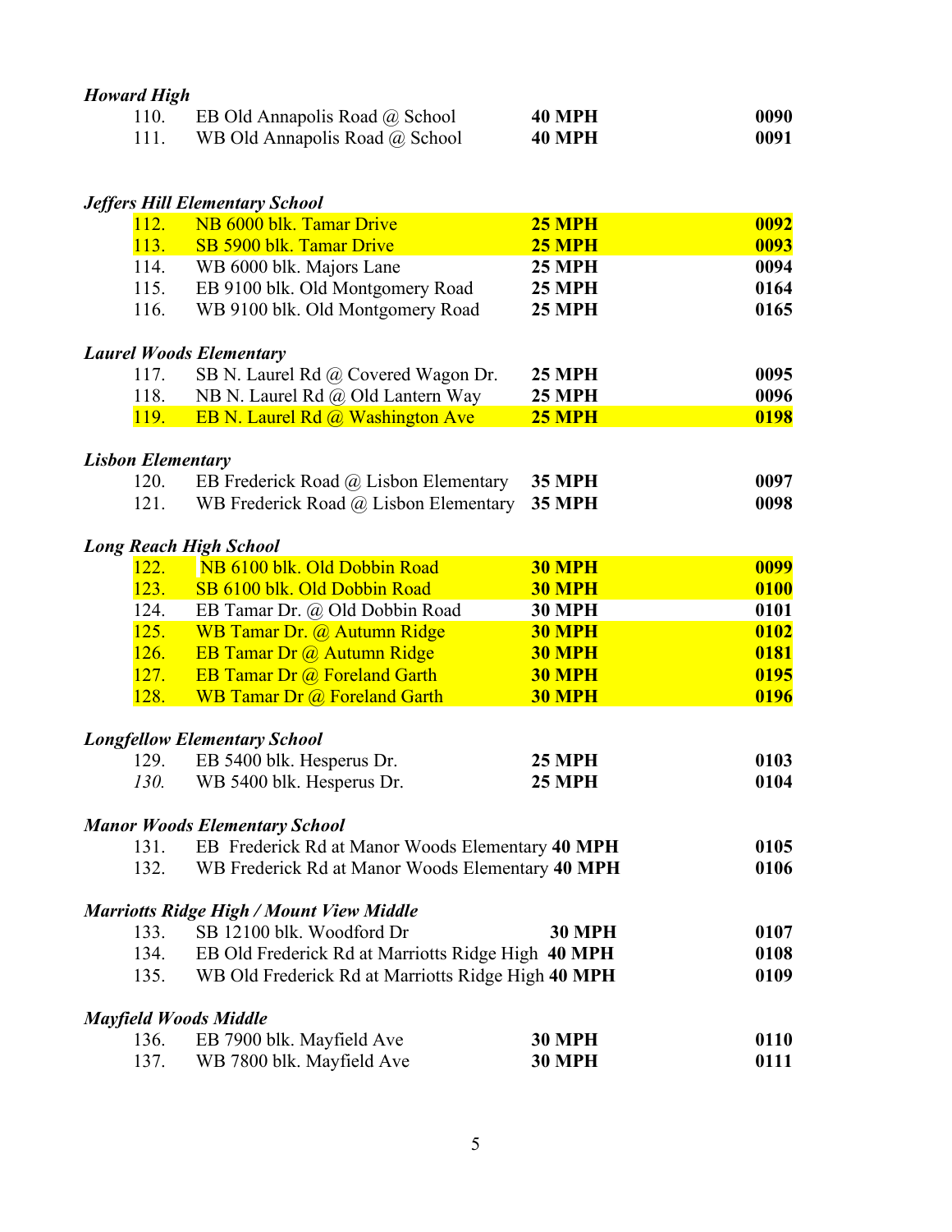***Howard High***

| | | | |
|---|---|---|---|
| 110. | EB Old Annapolis Road @ School | **40 MPH** | **0090** |
| 111. | WB Old Annapolis Road @ School | **40 MPH** | **0091** |

***Jeffers Hill Elementary School***

| | | | |
|---|---|---|---|
| 112. | NB 6000 blk. Tamar Drive | **25 MPH** | **0092** |
| 113. | SB 5900 blk. Tamar Drive | **25 MPH** | **0093** |
| 114. | WB 6000 blk. Majors Lane | **25 MPH** | **0094** |
| 115. | EB 9100 blk. Old Montgomery Road | **25 MPH** | **0164** |
| 116. | WB 9100 blk. Old Montgomery Road | **25 MPH** | **0165** |

***Laurel Woods Elementary***

| | | | |
|---|---|---|---|
| 117. | SB N. Laurel Rd @ Covered Wagon Dr. | **25 MPH** | **0095** |
| 118. | NB N. Laurel Rd @ Old Lantern Way | **25 MPH** | **0096** |
| 119. | EB N. Laurel Rd @ Washington Ave | **25 MPH** | **0198** |

***Lisbon Elementary***

| | | | |
|---|---|---|---|
| 120. | EB Frederick Road @ Lisbon Elementary | **35 MPH** | **0097** |
| 121. | WB Frederick Road @ Lisbon Elementary | **35 MPH** | **0098** |

***Long Reach High School***

| | | | |
|---|---|---|---|
| 122. | NB 6100 blk. Old Dobbin Road | **30 MPH** | **0099** |
| 123. | SB 6100 blk. Old Dobbin Road | **30 MPH** | **0100** |
| 124. | EB Tamar Dr. @ Old Dobbin Road | **30 MPH** | **0101** |
| 125. | WB Tamar Dr. @ Autumn Ridge | **30 MPH** | **0102** |
| 126. | EB Tamar Dr @ Autumn Ridge | **30 MPH** | **0181** |
| 127. | EB Tamar Dr @ Foreland Garth | **30 MPH** | **0195** |
| 128. | WB Tamar Dr @ Foreland Garth | **30 MPH** | **0196** |

***Longfellow Elementary School***

| | | | |
|---|---|---|---|
| 129. | EB 5400 blk. Hesperus Dr. | **25 MPH** | **0103** |
| *130.* | WB 5400 blk. Hesperus Dr. | **25 MPH** | **0104** |

***Manor Woods Elementary School***

| | | | |
|---|---|---|---|
| 131. | EB Frederick Rd at Manor Woods Elementary | **40 MPH** | **0105** |
| 132. | WB Frederick Rd at Manor Woods Elementary | **40 MPH** | **0106** |

***Marriotts Ridge High / Mount View Middle***

| | | | |
|---|---|---|---|
| 133. | SB 12100 blk. Woodford Dr | **30 MPH** | **0107** |
| 134. | EB Old Frederick Rd at Marriotts Ridge High | **40 MPH** | **0108** |
| 135. | WB Old Frederick Rd at Marriotts Ridge High | **40 MPH** | **0109** |

***Mayfield Woods Middle***

| | | | |
|---|---|---|---|
| 136. | EB 7900 blk. Mayfield Ave | **30 MPH** | **0110** |
| 137. | WB 7800 blk. Mayfield Ave | **30 MPH** | **0111** |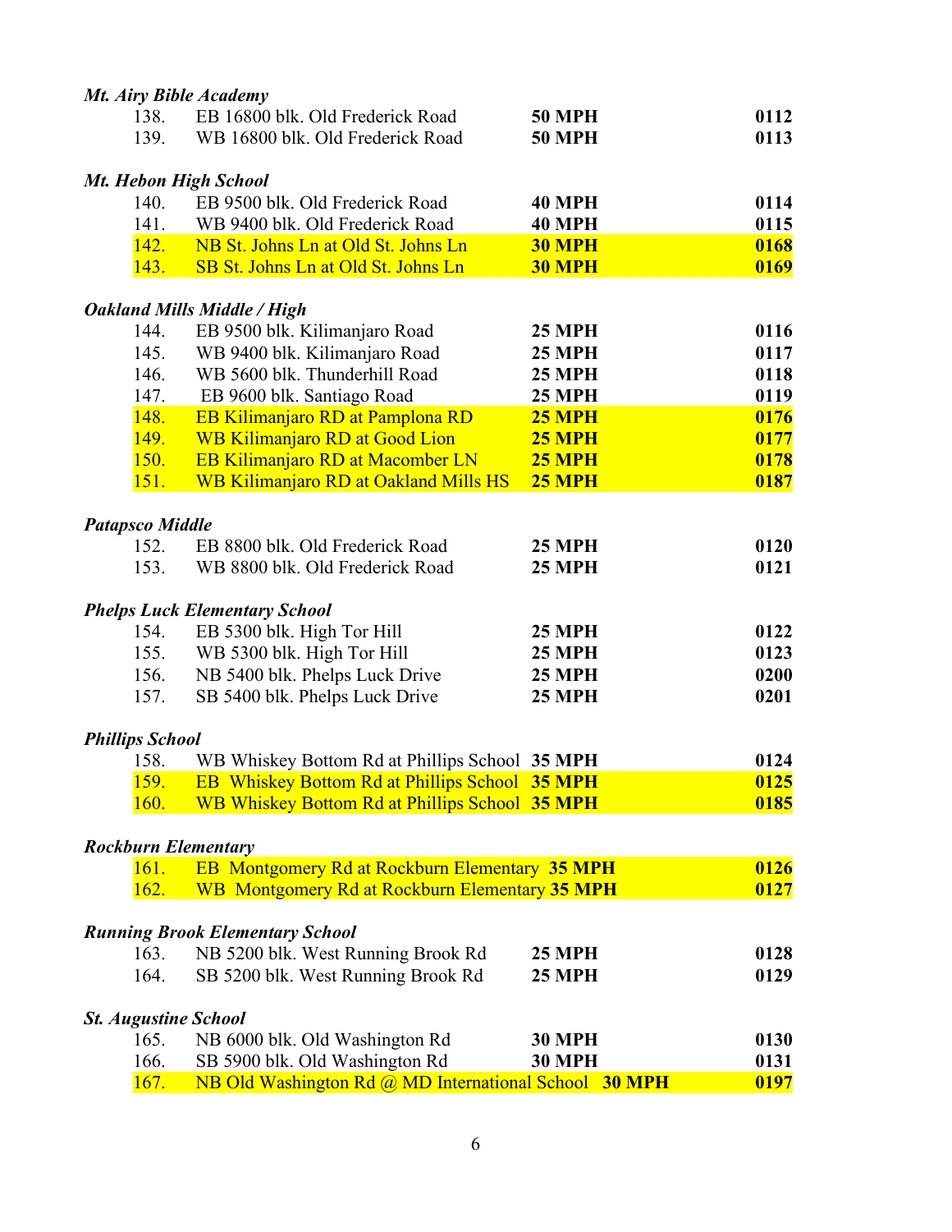***Mt. Airy Bible Academy***

| | | | |
|---|---|---|---|
| 138. | EB 16800 blk. Old Frederick Road | **50 MPH** | **0112** |
| 139. | WB 16800 blk. Old Frederick Road | **50 MPH** | **0113** |

***Mt. Hebon High School***

| | | | |
|---|---|---|---|
| 140. | EB 9500 blk. Old Frederick Road | **40 MPH** | **0114** |
| 141. | WB 9400 blk. Old Frederick Road | **40 MPH** | **0115** |
| 142. | NB St. Johns Ln at Old St. Johns Ln | **30 MPH** | **0168** |
| 143. | SB St. Johns Ln at Old St. Johns Ln | **30 MPH** | **0169** |

***Oakland Mills Middle / High***

| | | | |
|---|---|---|---|
| 144. | EB 9500 blk. Kilimanjaro Road | **25 MPH** | **0116** |
| 145. | WB 9400 blk. Kilimanjaro Road | **25 MPH** | **0117** |
| 146. | WB 5600 blk. Thunderhill Road | **25 MPH** | **0118** |
| 147. | EB 9600 blk. Santiago Road | **25 MPH** | **0119** |
| 148. | EB Kilimanjaro RD at Pamplona RD | **25 MPH** | **0176** |
| 149. | WB Kilimanjaro RD at Good Lion | **25 MPH** | **0177** |
| 150. | EB Kilimanjaro RD at Macomber LN | **25 MPH** | **0178** |
| 151. | WB Kilimanjaro RD at Oakland Mills HS | **25 MPH** | **0187** |

***Patapsco Middle***

| | | | |
|---|---|---|---|
| 152. | EB 8800 blk. Old Frederick Road | **25 MPH** | **0120** |
| 153. | WB 8800 blk. Old Frederick Road | **25 MPH** | **0121** |

***Phelps Luck Elementary School***

| | | | |
|---|---|---|---|
| 154. | EB 5300 blk. High Tor Hill | **25 MPH** | **0122** |
| 155. | WB 5300 blk. High Tor Hill | **25 MPH** | **0123** |
| 156. | NB 5400 blk. Phelps Luck Drive | **25 MPH** | **0200** |
| 157. | SB 5400 blk. Phelps Luck Drive | **25 MPH** | **0201** |

***Phillips School***

| | | | |
|---|---|---|---|
| 158. | WB Whiskey Bottom Rd at Phillips School | **35 MPH** | **0124** |
| 159. | EB Whiskey Bottom Rd at Phillips School | **35 MPH** | **0125** |
| 160. | WB Whiskey Bottom Rd at Phillips School | **35 MPH** | **0185** |

***Rockburn Elementary***

| | | | |
|---|---|---|---|
| 161. | EB Montgomery Rd at Rockburn Elementary | **35 MPH** | **0126** |
| 162. | WB Montgomery Rd at Rockburn Elementary | **35 MPH** | **0127** |

***Running Brook Elementary School***

| | | | |
|---|---|---|---|
| 163. | NB 5200 blk. West Running Brook Rd | **25 MPH** | **0128** |
| 164. | SB 5200 blk. West Running Brook Rd | **25 MPH** | **0129** |

***St. Augustine School***

| | | | |
|---|---|---|---|
| 165. | NB 6000 blk. Old Washington Rd | **30 MPH** | **0130** |
| 166. | SB 5900 blk. Old Washington Rd | **30 MPH** | **0131** |
| 167. | NB Old Washington Rd @ MD International School | **30 MPH** | **0197** |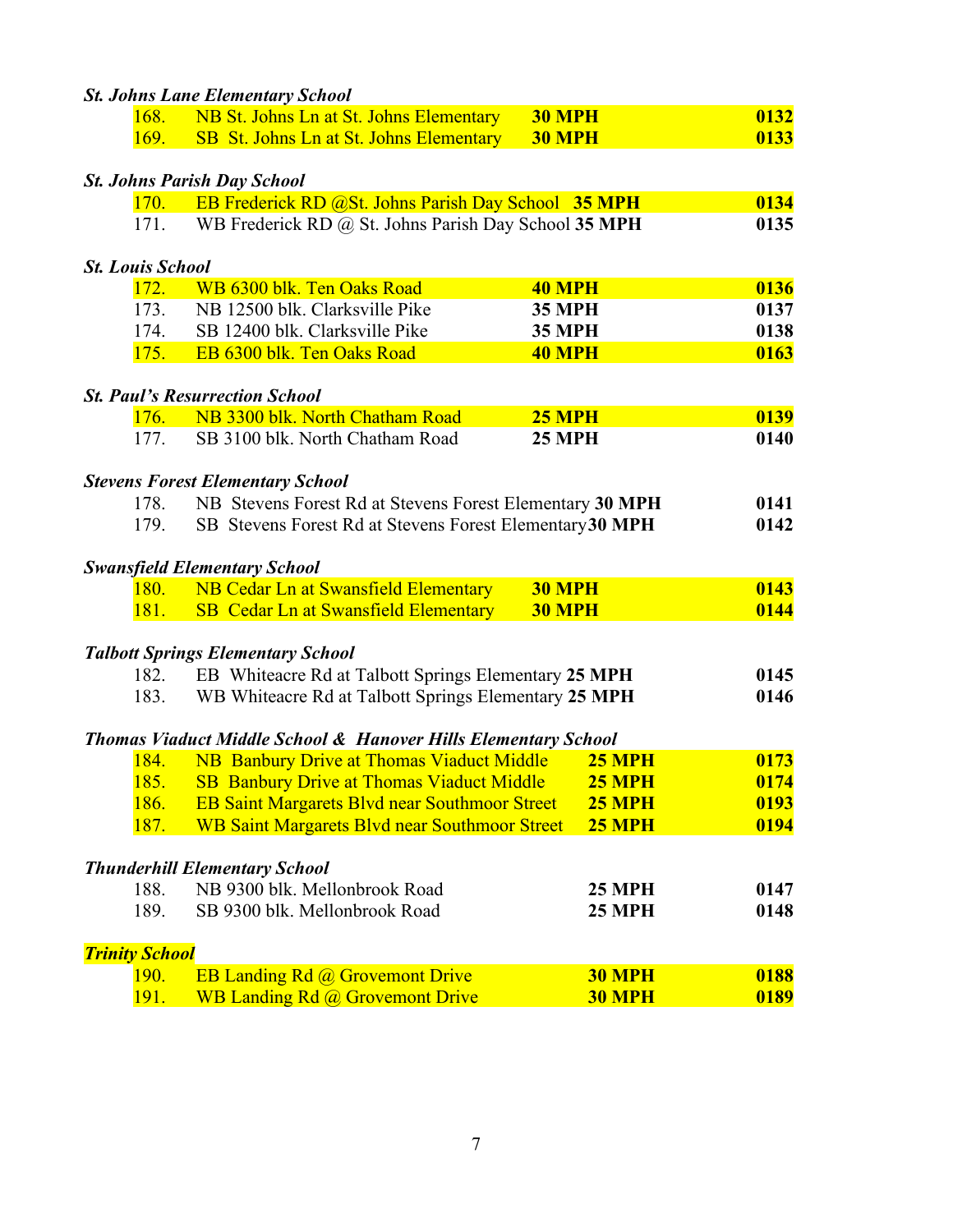***St. Johns Lane Elementary School***

| | | | |
|---|---|---|---|
| 168. | NB St. Johns Ln at St. Johns Elementary | **30 MPH** | **0132** |
| 169. | SB St. Johns Ln at St. Johns Elementary | **30 MPH** | **0133** |

***St. Johns Parish Day School***

| | | | |
|---|---|---|---|
| 170. | EB Frederick RD @St. Johns Parish Day School | **35 MPH** | **0134** |
| 171. | WB Frederick RD @ St. Johns Parish Day School | **35 MPH** | **0135** |

***St. Louis School***

| | | | |
|---|---|---|---|
| 172. | WB 6300 blk. Ten Oaks Road | **40 MPH** | **0136** |
| 173. | NB 12500 blk. Clarksville Pike | **35 MPH** | **0137** |
| 174. | SB 12400 blk. Clarksville Pike | **35 MPH** | **0138** |
| 175. | EB 6300 blk. Ten Oaks Road | **40 MPH** | **0163** |

***St. Paul's Resurrection School***

| | | | |
|---|---|---|---|
| 176. | NB 3300 blk. North Chatham Road | **25 MPH** | **0139** |
| 177. | SB 3100 blk. North Chatham Road | **25 MPH** | **0140** |

***Stevens Forest Elementary School***

| | | | |
|---|---|---|---|
| 178. | NB Stevens Forest Rd at Stevens Forest Elementary | **30 MPH** | **0141** |
| 179. | SB Stevens Forest Rd at Stevens Forest Elementary | **30 MPH** | **0142** |

***Swansfield Elementary School***

| | | | |
|---|---|---|---|
| 180. | NB Cedar Ln at Swansfield Elementary | **30 MPH** | **0143** |
| 181. | SB Cedar Ln at Swansfield Elementary | **30 MPH** | **0144** |

***Talbott Springs Elementary School***

| | | | |
|---|---|---|---|
| 182. | EB Whiteacre Rd at Talbott Springs Elementary | **25 MPH** | **0145** |
| 183. | WB Whiteacre Rd at Talbott Springs Elementary | **25 MPH** | **0146** |

***Thomas Viaduct Middle School & Hanover Hills Elementary School***

| | | | |
|---|---|---|---|
| 184. | NB Banbury Drive at Thomas Viaduct Middle | **25 MPH** | **0173** |
| 185. | SB Banbury Drive at Thomas Viaduct Middle | **25 MPH** | **0174** |
| 186. | EB Saint Margarets Blvd near Southmoor Street | **25 MPH** | **0193** |
| 187. | WB Saint Margarets Blvd near Southmoor Street | **25 MPH** | **0194** |

***Thunderhill Elementary School***

| | | | |
|---|---|---|---|
| 188. | NB 9300 blk. Mellonbrook Road | **25 MPH** | **0147** |
| 189. | SB 9300 blk. Mellonbrook Road | **25 MPH** | **0148** |

***Trinity School***

| | | | |
|---|---|---|---|
| 190. | EB Landing Rd @ Grovemont Drive | **30 MPH** | **0188** |
| 191. | WB Landing Rd @ Grovemont Drive | **30 MPH** | **0189** |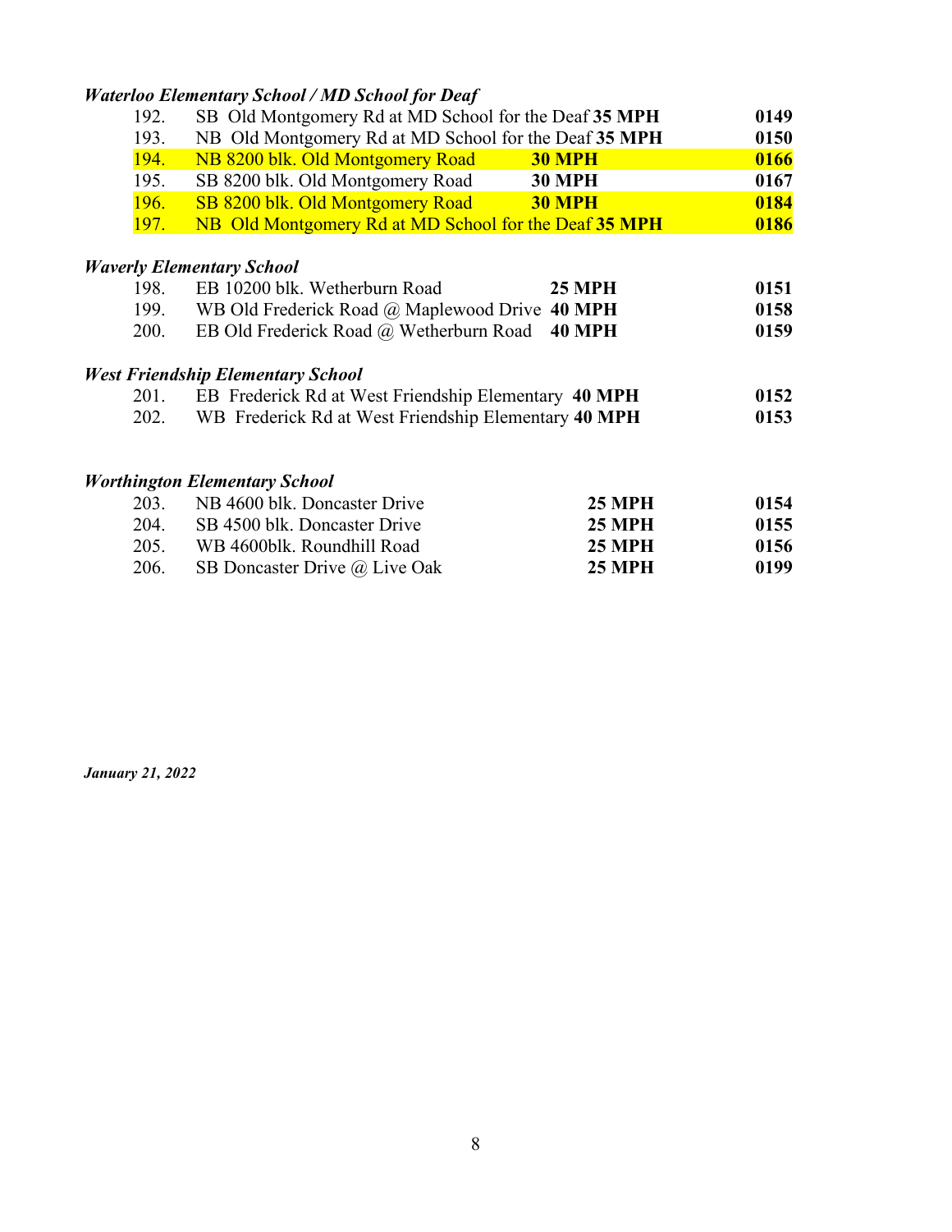***Waterloo Elementary School / MD School for Deaf***

| | | | |
|---|---|---|---|
| 192. | SB Old Montgomery Rd at MD School for the Deaf | **35 MPH** | **0149** |
| 193. | NB Old Montgomery Rd at MD School for the Deaf | **35 MPH** | **0150** |
| 194. | NB 8200 blk. Old Montgomery Road | **30 MPH** | **0166** |
| 195. | SB 8200 blk. Old Montgomery Road | **30 MPH** | **0167** |
| 196. | SB 8200 blk. Old Montgomery Road | **30 MPH** | **0184** |
| 197. | NB Old Montgomery Rd at MD School for the Deaf | **35 MPH** | **0186** |

***Waverly Elementary School***

| | | | |
|---|---|---|---|
| 198. | EB 10200 blk. Wetherburn Road | **25 MPH** | **0151** |
| 199. | WB Old Frederick Road @ Maplewood Drive | **40 MPH** | **0158** |
| 200. | EB Old Frederick Road @ Wetherburn Road | **40 MPH** | **0159** |

***West Friendship Elementary School***

| | | | |
|---|---|---|---|
| 201. | EB Frederick Rd at West Friendship Elementary | **40 MPH** | **0152** |
| 202. | WB Frederick Rd at West Friendship Elementary | **40 MPH** | **0153** |

***Worthington Elementary School***

| | | | |
|---|---|---|---|
| 203. | NB 4600 blk. Doncaster Drive | **25 MPH** | **0154** |
| 204. | SB 4500 blk. Doncaster Drive | **25 MPH** | **0155** |
| 205. | WB 4600blk. Roundhill Road | **25 MPH** | **0156** |
| 206. | SB Doncaster Drive @ Live Oak | **25 MPH** | **0199** |

***January 21, 2022***